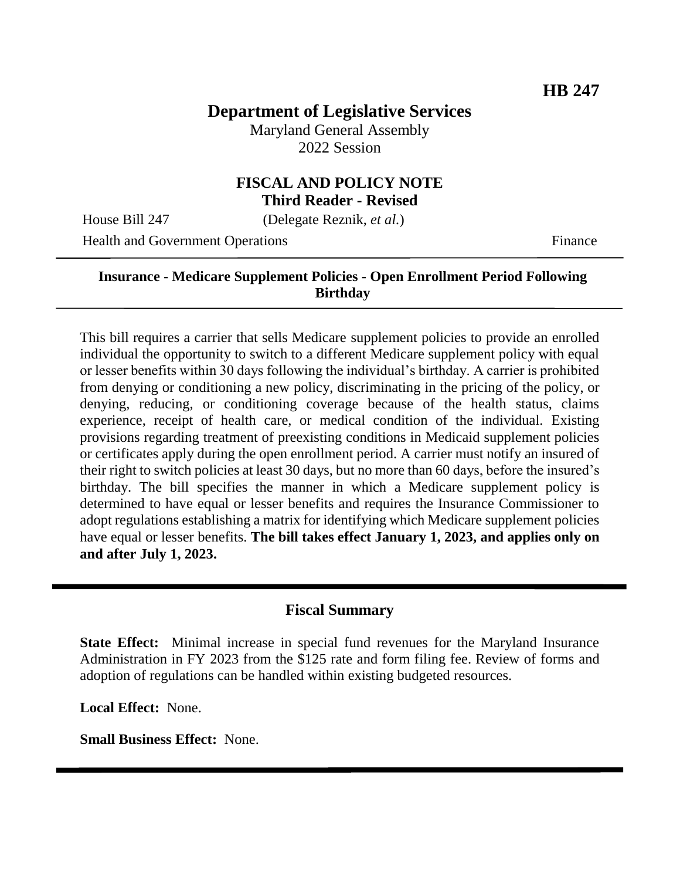**HB 247**

# Department of Legislative Services

Maryland General Assembly
2022 Session

## FISCAL AND POLICY NOTE
**Third Reader - Revised**

House Bill 247 (Delegate Reznik, *et al.*)

Health and Government Operations Finance

**Insurance - Medicare Supplement Policies - Open Enrollment Period Following Birthday**

This bill requires a carrier that sells Medicare supplement policies to provide an enrolled individual the opportunity to switch to a different Medicare supplement policy with equal or lesser benefits within 30 days following the individual's birthday. A carrier is prohibited from denying or conditioning a new policy, discriminating in the pricing of the policy, or denying, reducing, or conditioning coverage because of the health status, claims experience, receipt of health care, or medical condition of the individual. Existing provisions regarding treatment of preexisting conditions in Medicaid supplement policies or certificates apply during the open enrollment period. A carrier must notify an insured of their right to switch policies at least 30 days, but no more than 60 days, before the insured's birthday. The bill specifies the manner in which a Medicare supplement policy is determined to have equal or lesser benefits and requires the Insurance Commissioner to adopt regulations establishing a matrix for identifying which Medicare supplement policies have equal or lesser benefits. **The bill takes effect January 1, 2023, and applies only on and after July 1, 2023.**

## Fiscal Summary

**State Effect:** Minimal increase in special fund revenues for the Maryland Insurance Administration in FY 2023 from the $125 rate and form filing fee. Review of forms and adoption of regulations can be handled within existing budgeted resources.

**Local Effect:** None.

**Small Business Effect:** None.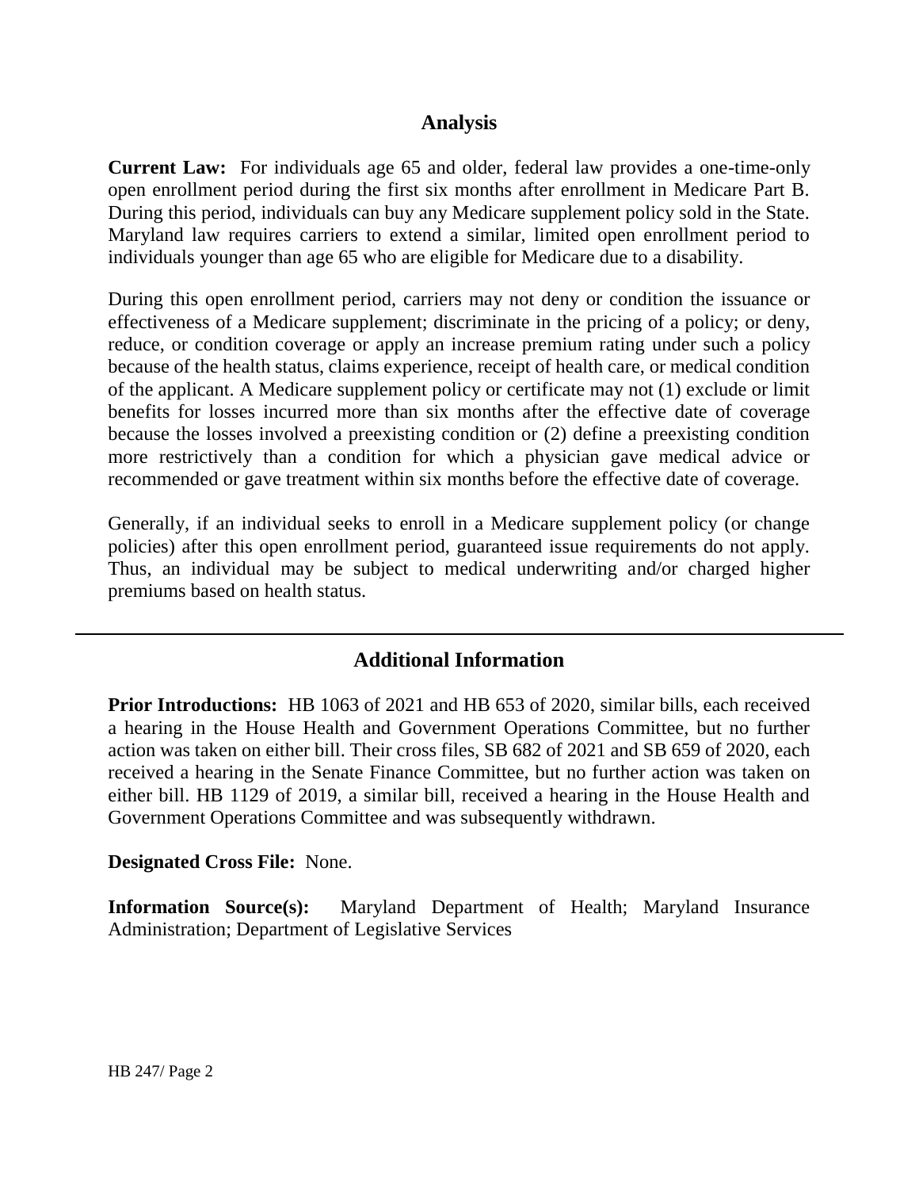## Analysis

**Current Law:** For individuals age 65 and older, federal law provides a one-time-only open enrollment period during the first six months after enrollment in Medicare Part B. During this period, individuals can buy any Medicare supplement policy sold in the State. Maryland law requires carriers to extend a similar, limited open enrollment period to individuals younger than age 65 who are eligible for Medicare due to a disability.

During this open enrollment period, carriers may not deny or condition the issuance or effectiveness of a Medicare supplement; discriminate in the pricing of a policy; or deny, reduce, or condition coverage or apply an increase premium rating under such a policy because of the health status, claims experience, receipt of health care, or medical condition of the applicant. A Medicare supplement policy or certificate may not (1) exclude or limit benefits for losses incurred more than six months after the effective date of coverage because the losses involved a preexisting condition or (2) define a preexisting condition more restrictively than a condition for which a physician gave medical advice or recommended or gave treatment within six months before the effective date of coverage.

Generally, if an individual seeks to enroll in a Medicare supplement policy (or change policies) after this open enrollment period, guaranteed issue requirements do not apply. Thus, an individual may be subject to medical underwriting and/or charged higher premiums based on health status.

## Additional Information

**Prior Introductions:** HB 1063 of 2021 and HB 653 of 2020, similar bills, each received a hearing in the House Health and Government Operations Committee, but no further action was taken on either bill. Their cross files, SB 682 of 2021 and SB 659 of 2020, each received a hearing in the Senate Finance Committee, but no further action was taken on either bill. HB 1129 of 2019, a similar bill, received a hearing in the House Health and Government Operations Committee and was subsequently withdrawn.

**Designated Cross File:** None.

**Information Source(s):** Maryland Department of Health; Maryland Insurance Administration; Department of Legislative Services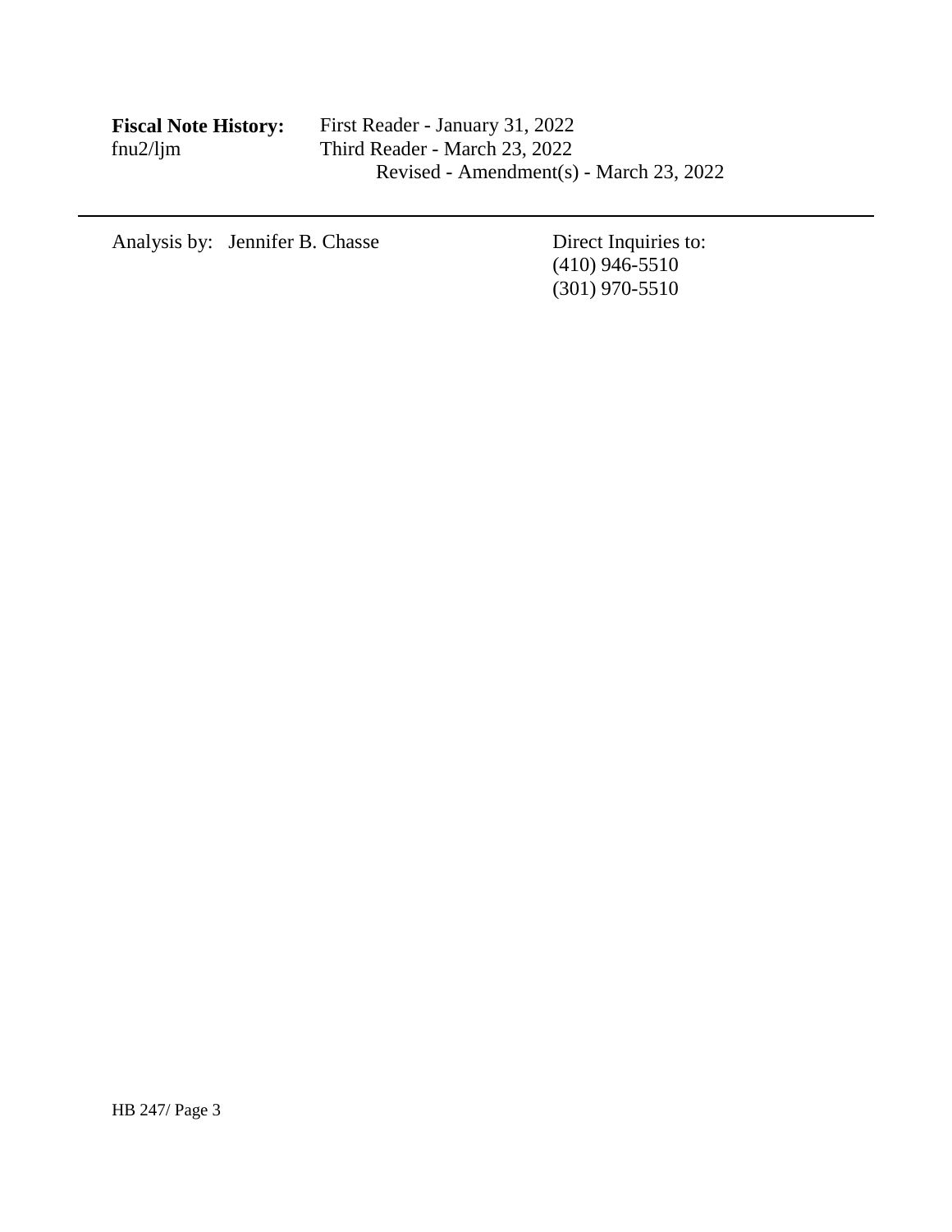**Fiscal Note History:** First Reader - January 31, 2022
fnu2/ljm Third Reader - March 23, 2022
Revised - Amendment(s) - March 23, 2022

---

Analysis by: Jennifer B. Chasse

Direct Inquiries to:
(410) 946-5510
(301) 970-5510